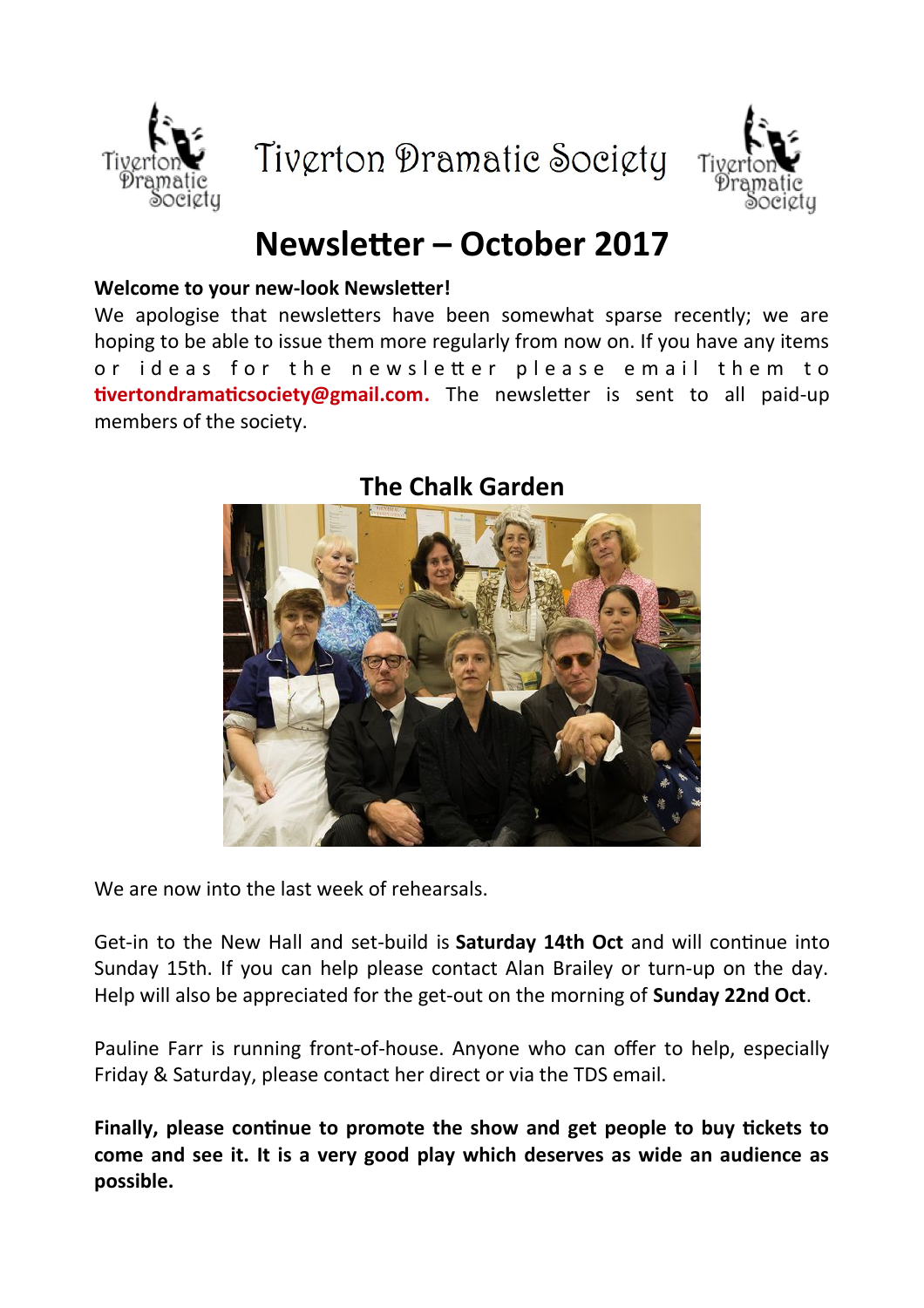# Tiverton Dramatic Society

# Newsletter – October 2017

**Welcome to your new-look Newsletter!**

We apologise that newsletters have been somewhat sparse recently; we are hoping to be able to issue them more regularly from now on. If you have any items or ideas for the newsletter please email them to **tivertondramaticsociety@gmail.com.** The newsletter is sent to all paid-up members of the society.

## The Chalk Garden

We are now into the last week of rehearsals.

Get-in to the New Hall and set-build is **Saturday 14th Oct** and will continue into Sunday 15th. If you can help please contact Alan Brailey or turn-up on the day. Help will also be appreciated for the get-out on the morning of **Sunday 22nd Oct**.

Pauline Farr is running front-of-house. Anyone who can offer to help, especially Friday & Saturday, please contact her direct or via the TDS email.

**Finally, please continue to promote the show and get people to buy tickets to come and see it. It is a very good play which deserves as wide an audience as possible.**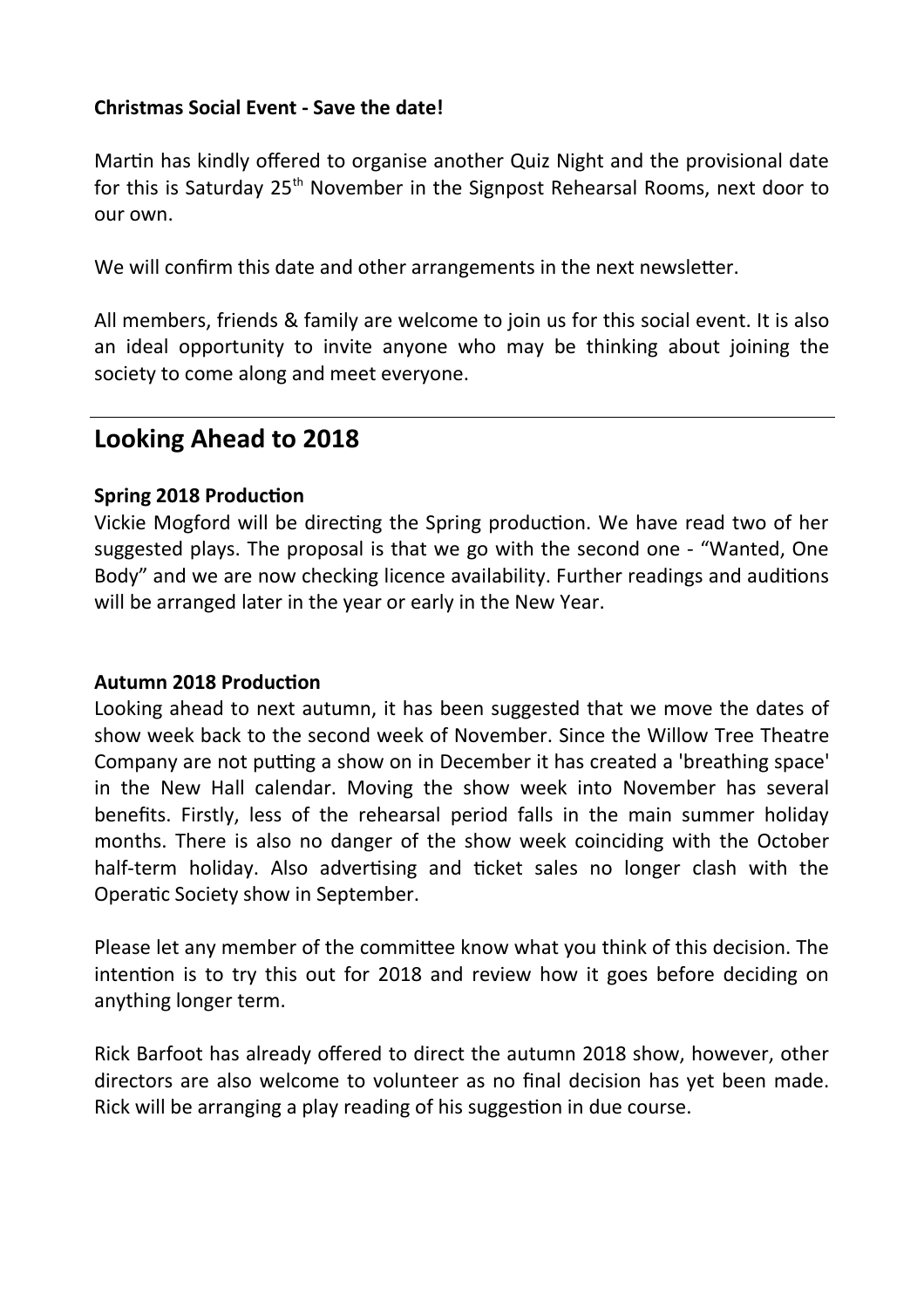**Christmas Social Event - Save the date!**

Martin has kindly offered to organise another Quiz Night and the provisional date for this is Saturday 25th November in the Signpost Rehearsal Rooms, next door to our own.

We will confirm this date and other arrangements in the next newsletter.

All members, friends & family are welcome to join us for this social event. It is also an ideal opportunity to invite anyone who may be thinking about joining the society to come along and meet everyone.

---

## Looking Ahead to 2018

**Spring 2018 Production**

Vickie Mogford will be directing the Spring production. We have read two of her suggested plays. The proposal is that we go with the second one - "Wanted, One Body" and we are now checking licence availability. Further readings and auditions will be arranged later in the year or early in the New Year.

**Autumn 2018 Production**

Looking ahead to next autumn, it has been suggested that we move the dates of show week back to the second week of November. Since the Willow Tree Theatre Company are not putting a show on in December it has created a 'breathing space' in the New Hall calendar. Moving the show week into November has several benefits. Firstly, less of the rehearsal period falls in the main summer holiday months. There is also no danger of the show week coinciding with the October half-term holiday. Also advertising and ticket sales no longer clash with the Operatic Society show in September.

Please let any member of the committee know what you think of this decision. The intention is to try this out for 2018 and review how it goes before deciding on anything longer term.

Rick Barfoot has already offered to direct the autumn 2018 show, however, other directors are also welcome to volunteer as no final decision has yet been made. Rick will be arranging a play reading of his suggestion in due course.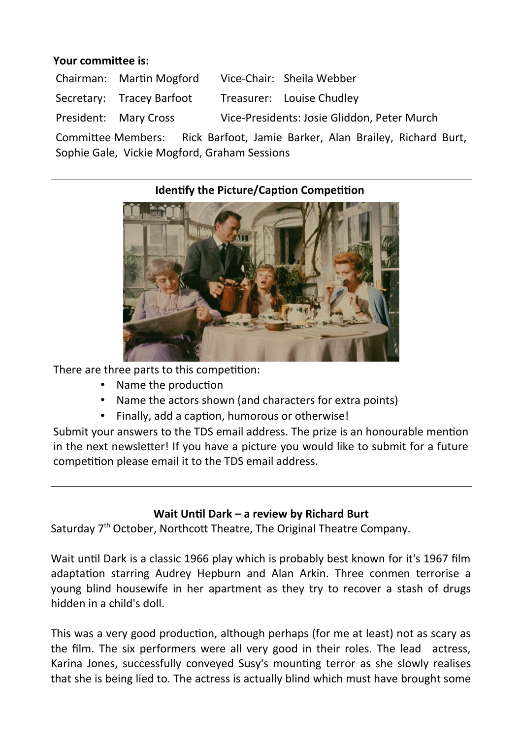**Your committee is:**

| | | | |
|---|---|---|---|
| Chairman: | Martin Mogford | Vice-Chair: | Sheila Webber |
| Secretary: | Tracey Barfoot | Treasurer: | Louise Chudley |
| President: | Mary Cross | Vice-Presidents: Josie Gliddon, Peter Murch | |

Committee Members: Rick Barfoot, Jamie Barker, Alan Brailey, Richard Burt, Sophie Gale, Vickie Mogford, Graham Sessions

---

### Identify the Picture/Caption Competition

There are three parts to this competition:

- Name the production
- Name the actors shown (and characters for extra points)
- Finally, add a caption, humorous or otherwise!

Submit your answers to the TDS email address. The prize is an honourable mention in the next newsletter! If you have a picture you would like to submit for a future competition please email it to the TDS email address.

---

### Wait Until Dark – a review by Richard Burt

Saturday 7th October, Northcott Theatre, The Original Theatre Company.

Wait until Dark is a classic 1966 play which is probably best known for it's 1967 film adaptation starring Audrey Hepburn and Alan Arkin. Three conmen terrorise a young blind housewife in her apartment as they try to recover a stash of drugs hidden in a child's doll.

This was a very good production, although perhaps (for me at least) not as scary as the film. The six performers were all very good in their roles. The lead actress, Karina Jones, successfully conveyed Susy's mounting terror as she slowly realises that she is being lied to. The actress is actually blind which must have brought some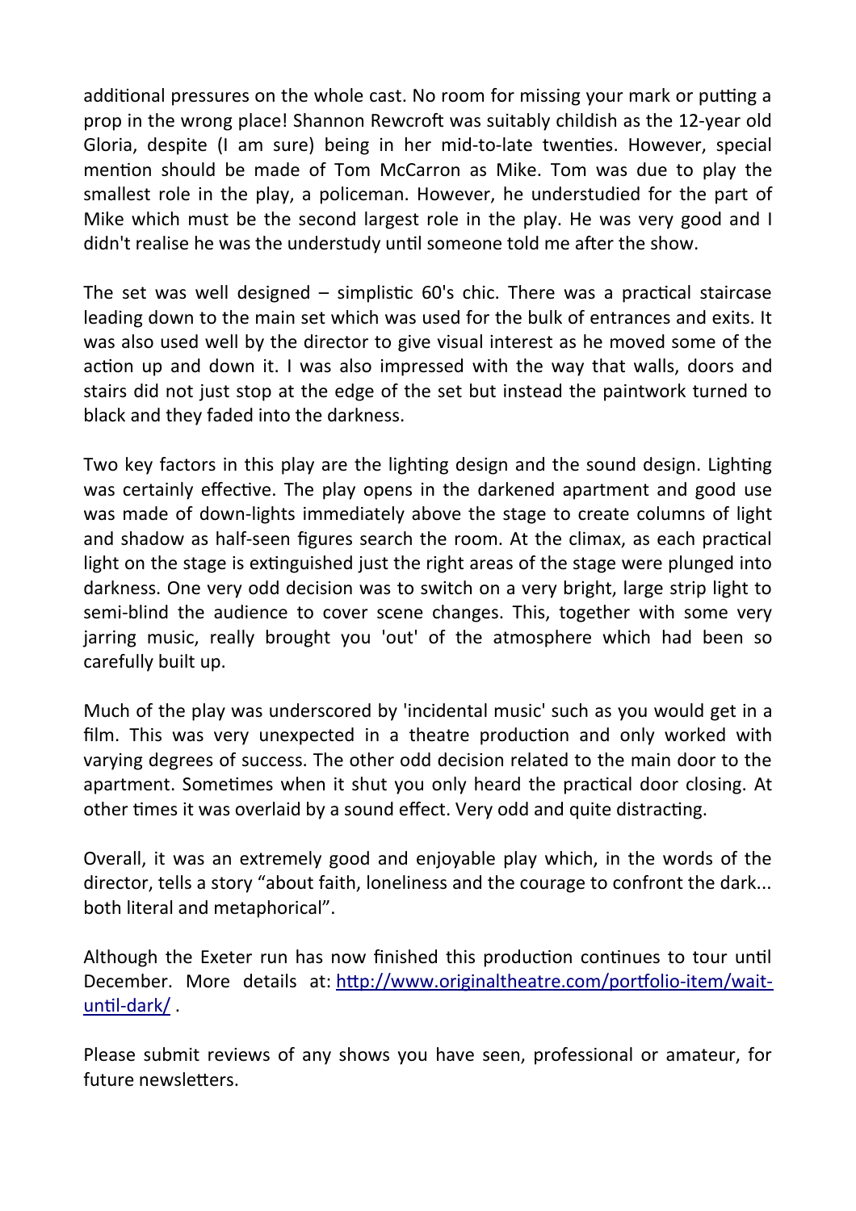additional pressures on the whole cast. No room for missing your mark or putting a prop in the wrong place! Shannon Rewcroft was suitably childish as the 12-year old Gloria, despite (I am sure) being in her mid-to-late twenties. However, special mention should be made of Tom McCarron as Mike. Tom was due to play the smallest role in the play, a policeman. However, he understudied for the part of Mike which must be the second largest role in the play. He was very good and I didn't realise he was the understudy until someone told me after the show.

The set was well designed – simplistic 60's chic. There was a practical staircase leading down to the main set which was used for the bulk of entrances and exits. It was also used well by the director to give visual interest as he moved some of the action up and down it. I was also impressed with the way that walls, doors and stairs did not just stop at the edge of the set but instead the paintwork turned to black and they faded into the darkness.

Two key factors in this play are the lighting design and the sound design. Lighting was certainly effective. The play opens in the darkened apartment and good use was made of down-lights immediately above the stage to create columns of light and shadow as half-seen figures search the room. At the climax, as each practical light on the stage is extinguished just the right areas of the stage were plunged into darkness. One very odd decision was to switch on a very bright, large strip light to semi-blind the audience to cover scene changes. This, together with some very jarring music, really brought you 'out' of the atmosphere which had been so carefully built up.

Much of the play was underscored by 'incidental music' such as you would get in a film. This was very unexpected in a theatre production and only worked with varying degrees of success. The other odd decision related to the main door to the apartment. Sometimes when it shut you only heard the practical door closing. At other times it was overlaid by a sound effect. Very odd and quite distracting.

Overall, it was an extremely good and enjoyable play which, in the words of the director, tells a story "about faith, loneliness and the courage to confront the dark... both literal and metaphorical".

Although the Exeter run has now finished this production continues to tour until December. More details at: [http://www.originaltheatre.com/portfolio-item/wait-until-dark/](http://www.originaltheatre.com/portfolio-item/wait-until-dark/) .

Please submit reviews of any shows you have seen, professional or amateur, for future newsletters.